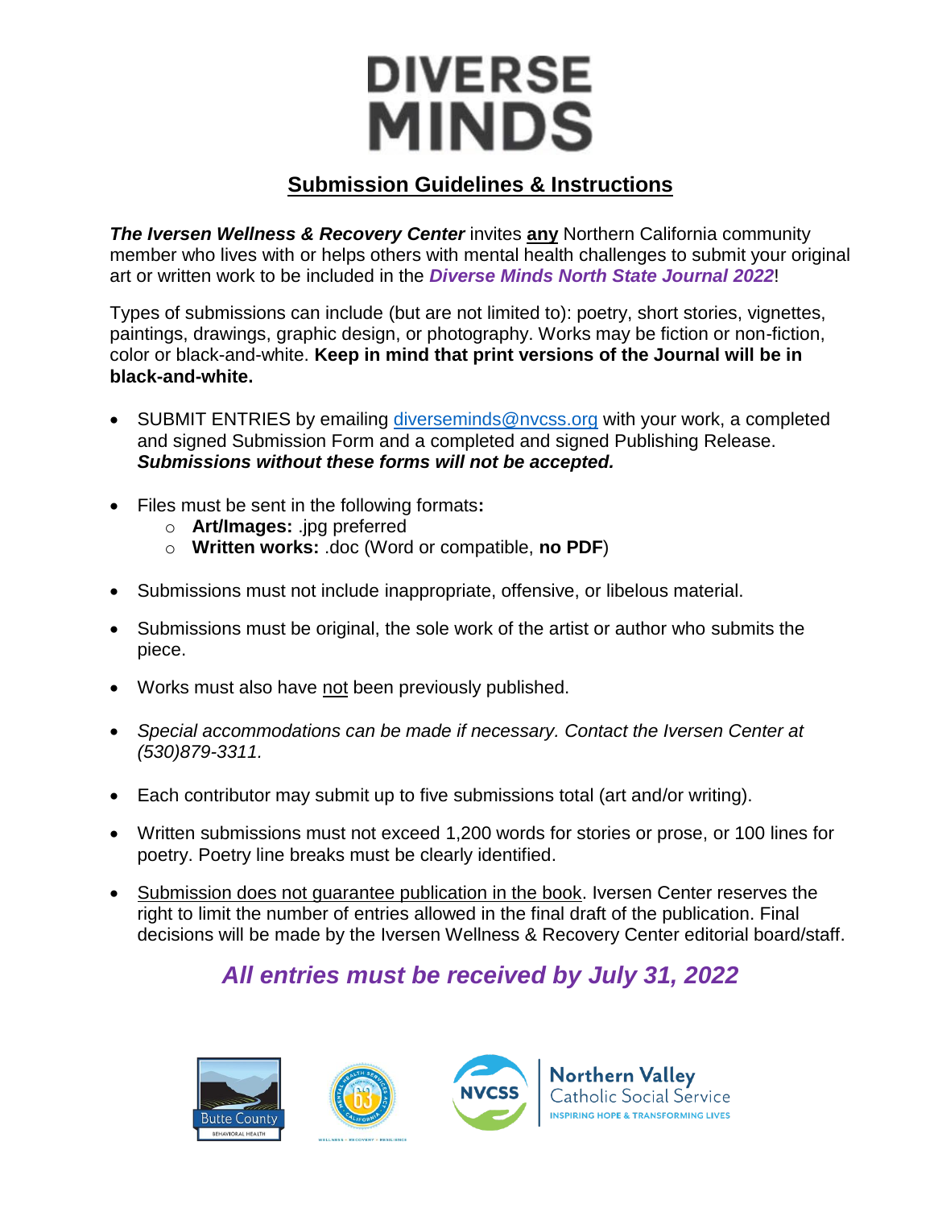# DIVERSE MINDS

## Submission Guidelines & Instructions

***The Iversen Wellness & Recovery Center*** invites **any** Northern California community member who lives with or helps others with mental health challenges to submit your original art or written work to be included in the ***Diverse Minds North State Journal 2022***!

Types of submissions can include (but are not limited to): poetry, short stories, vignettes, paintings, drawings, graphic design, or photography. Works may be fiction or non-fiction, color or black-and-white. **Keep in mind that print versions of the Journal will be in black-and-white.**

- SUBMIT ENTRIES by emailing diverseminds@nvcss.org with your work, a completed and signed Submission Form and a completed and signed Publishing Release. ***Submissions without these forms will not be accepted.***
- Files must be sent in the following formats**:**
  - **Art/Images:** .jpg preferred
  - **Written works:** .doc (Word or compatible, **no PDF**)
- Submissions must not include inappropriate, offensive, or libelous material.
- Submissions must be original, the sole work of the artist or author who submits the piece.
- Works must also have not been previously published.
- *Special accommodations can be made if necessary. Contact the Iversen Center at (530)879-3311.*
- Each contributor may submit up to five submissions total (art and/or writing).
- Written submissions must not exceed 1,200 words for stories or prose, or 100 lines for poetry. Poetry line breaks must be clearly identified.
- Submission does not guarantee publication in the book. Iversen Center reserves the right to limit the number of entries allowed in the final draft of the publication. Final decisions will be made by the Iversen Wellness & Recovery Center editorial board/staff.

***All entries must be received by July 31, 2022***

Butte County Behavioral Health

Northern Valley Catholic Social Service — Inspiring Hope & Transforming Lives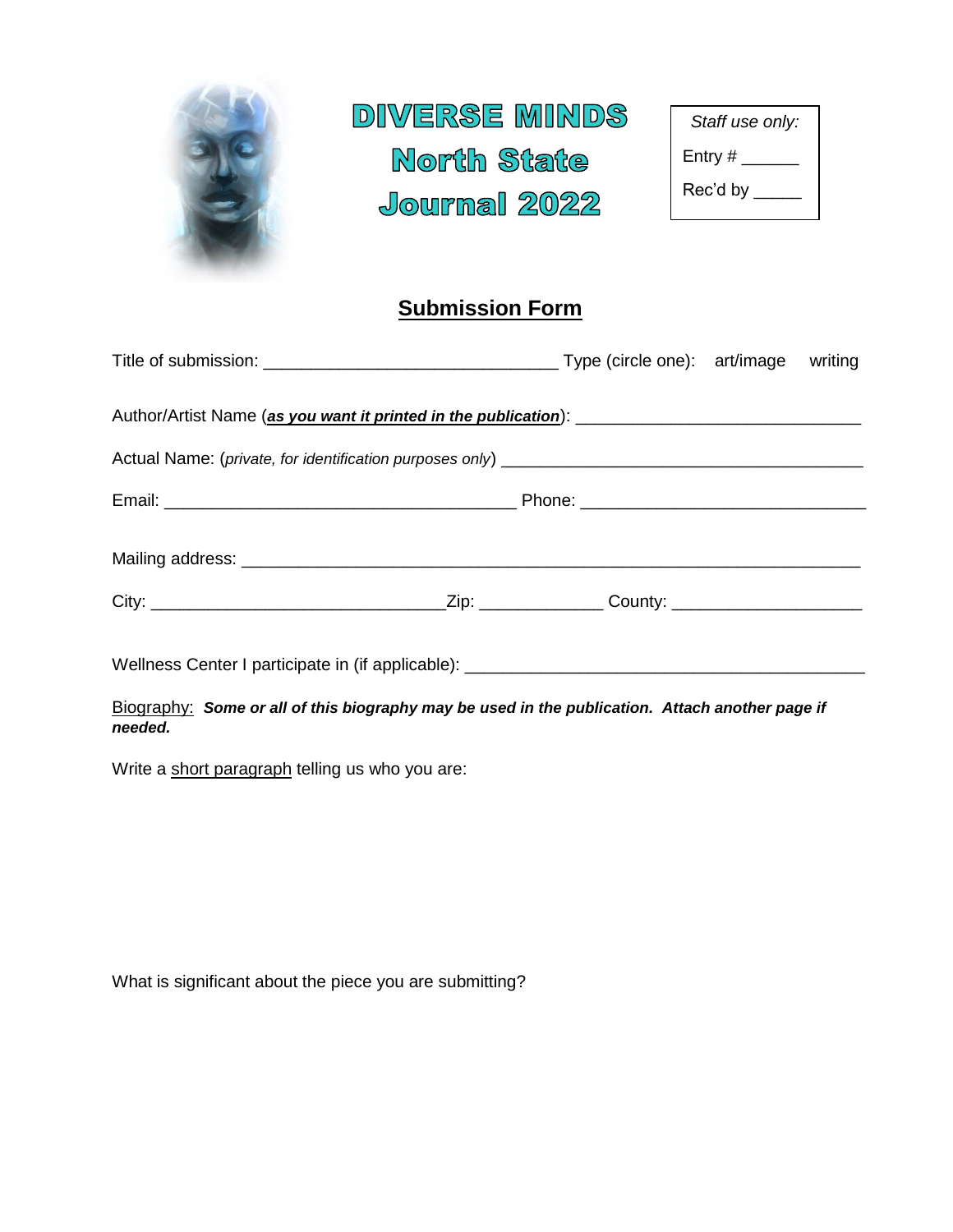# DIVERSE MINDS North State Journal 2022

*Staff use only:*

Entry # ______

Rec'd by _____

## Submission Form

Title of submission: ______________________________ Type (circle one): art/image writing

Author/Artist Name (***as you want it printed in the publication***): ______________________________

Actual Name: (*private, for identification purposes only*) ______________________________________

Email: ____________________________________ Phone: ______________________________

Mailing address: __________________________________________________________________

City: ______________________________Zip: ____________ County: ___________________

Wellness Center I participate in (if applicable): __________________________________________

Biography: ***Some or all of this biography may be used in the publication. Attach another page if needed.***

Write a short paragraph telling us who you are:

What is significant about the piece you are submitting?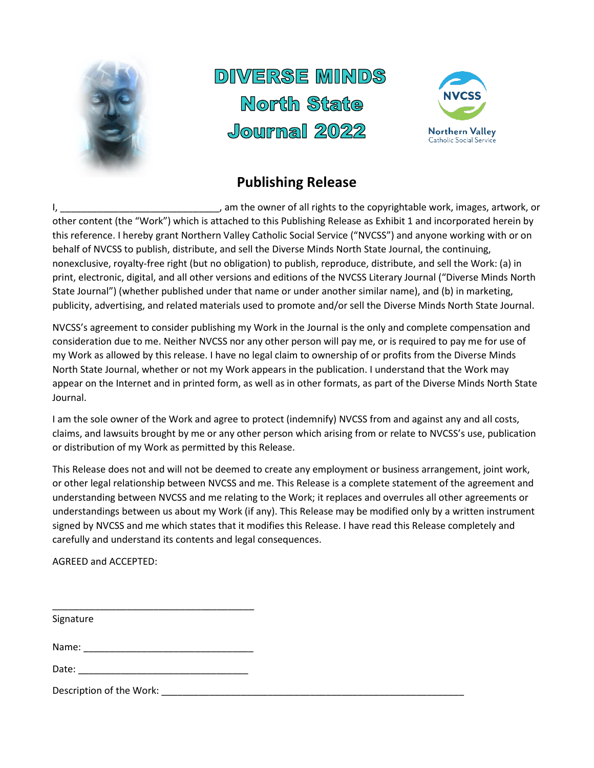# DIVERSE MINDS
# North State
# Journal 2022

NVCSS
Northern Valley
Catholic Social Service

## Publishing Release

I, _____________________________, am the owner of all rights to the copyrightable work, images, artwork, or other content (the "Work") which is attached to this Publishing Release as Exhibit 1 and incorporated herein by this reference. I hereby grant Northern Valley Catholic Social Service ("NVCSS") and anyone working with or on behalf of NVCSS to publish, distribute, and sell the Diverse Minds North State Journal, the continuing, nonexclusive, royalty-free right (but no obligation) to publish, reproduce, distribute, and sell the Work: (a) in print, electronic, digital, and all other versions and editions of the NVCSS Literary Journal ("Diverse Minds North State Journal") (whether published under that name or under another similar name), and (b) in marketing, publicity, advertising, and related materials used to promote and/or sell the Diverse Minds North State Journal.

NVCSS's agreement to consider publishing my Work in the Journal is the only and complete compensation and consideration due to me. Neither NVCSS nor any other person will pay me, or is required to pay me for use of my Work as allowed by this release. I have no legal claim to ownership of or profits from the Diverse Minds North State Journal, whether or not my Work appears in the publication. I understand that the Work may appear on the Internet and in printed form, as well as in other formats, as part of the Diverse Minds North State Journal.

I am the sole owner of the Work and agree to protect (indemnify) NVCSS from and against any and all costs, claims, and lawsuits brought by me or any other person which arising from or relate to NVCSS's use, publication or distribution of my Work as permitted by this Release.

This Release does not and will not be deemed to create any employment or business arrangement, joint work, or other legal relationship between NVCSS and me. This Release is a complete statement of the agreement and understanding between NVCSS and me relating to the Work; it replaces and overrules all other agreements or understandings between us about my Work (if any). This Release may be modified only by a written instrument signed by NVCSS and me which states that it modifies this Release. I have read this Release completely and carefully and understand its contents and legal consequences.

AGREED and ACCEPTED:

_____________________________________
Signature

Name: ______________________________

Date: _______________________________

Description of the Work: _______________________________________________________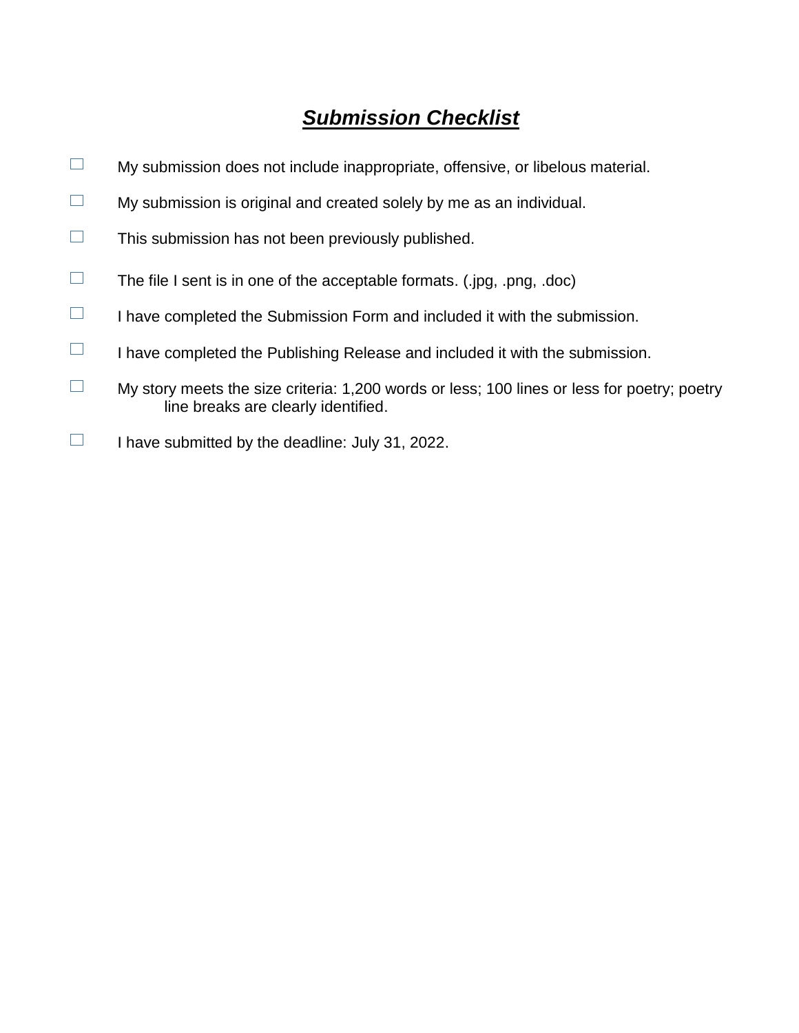## ***Submission Checklist***

- ☐ My submission does not include inappropriate, offensive, or libelous material.
- ☐ My submission is original and created solely by me as an individual.
- ☐ This submission has not been previously published.
- ☐ The file I sent is in one of the acceptable formats. (.jpg, .png, .doc)
- ☐ I have completed the Submission Form and included it with the submission.
- ☐ I have completed the Publishing Release and included it with the submission.
- ☐ My story meets the size criteria: 1,200 words or less; 100 lines or less for poetry; poetry line breaks are clearly identified.
- ☐ I have submitted by the deadline: July 31, 2022.